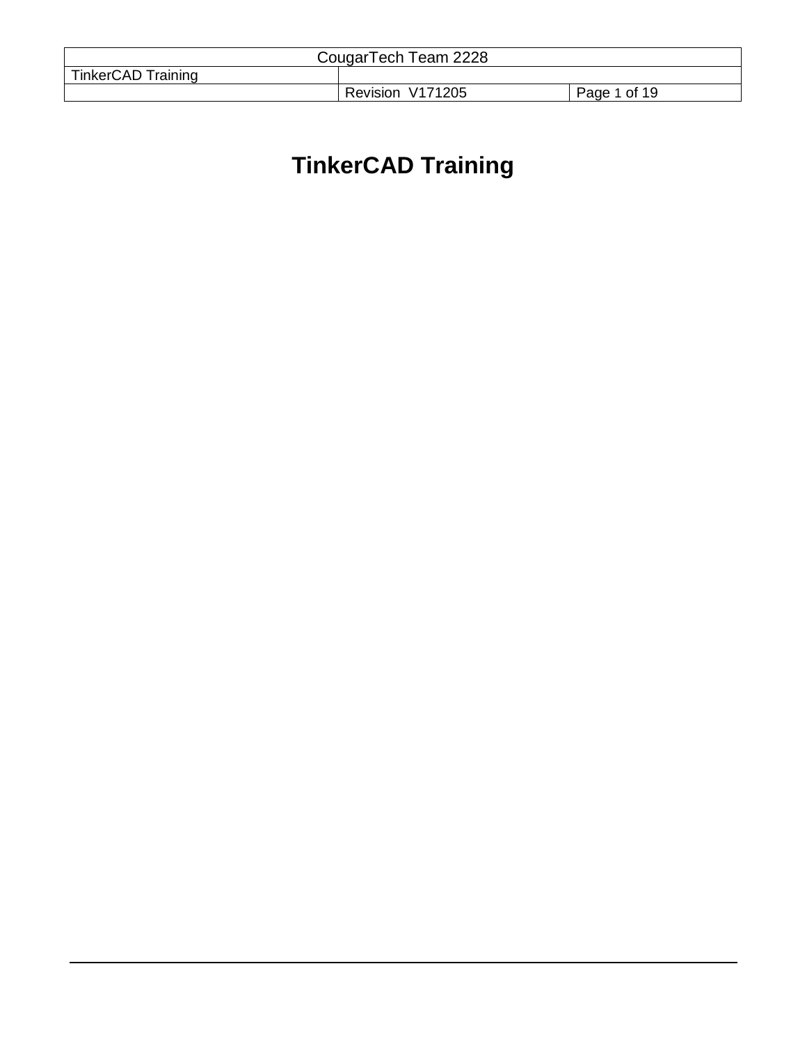# TinkerCAD Training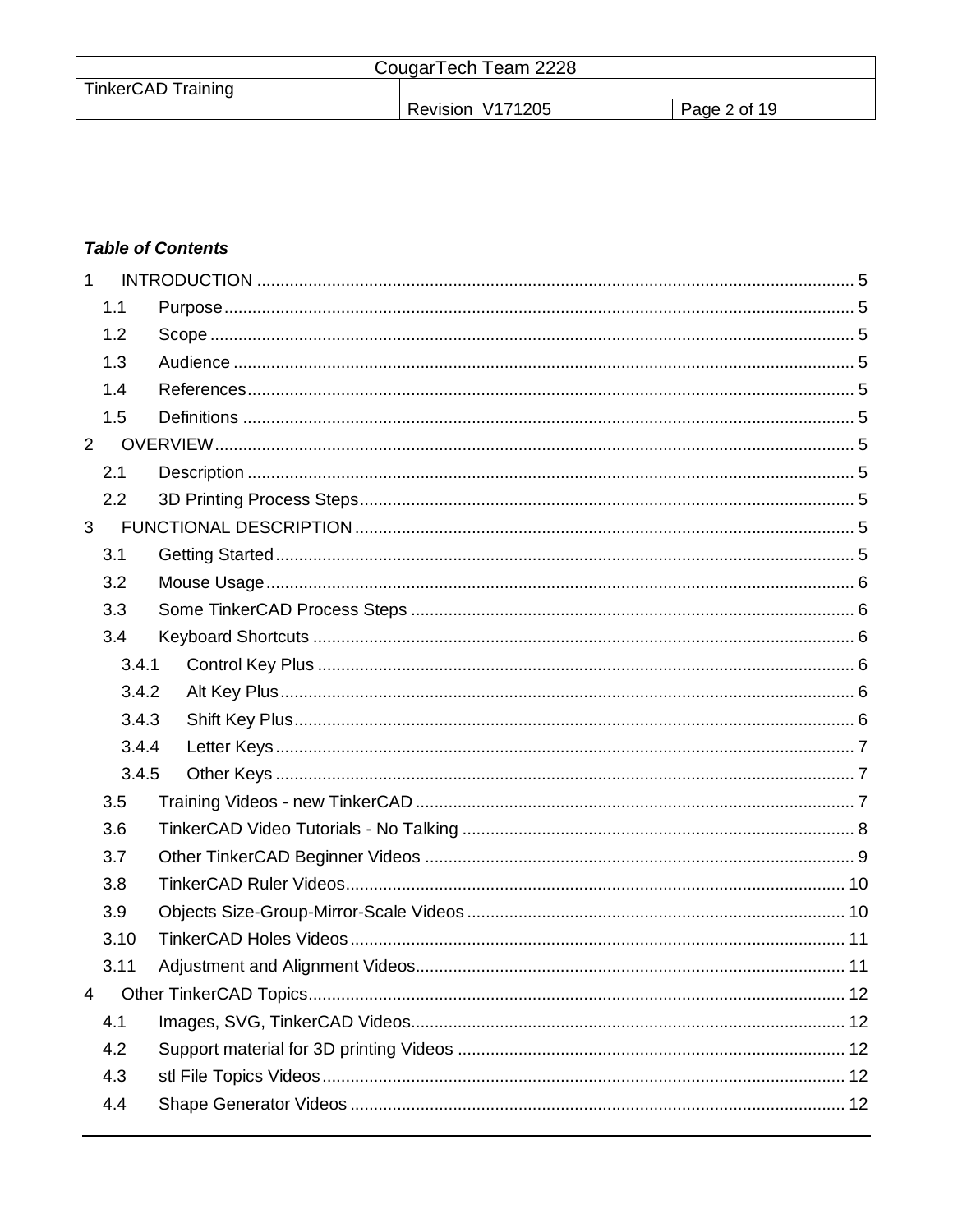***Table of Contents***

1 INTRODUCTION .......... 5
- 1.1 Purpose .......... 5
- 1.2 Scope .......... 5
- 1.3 Audience .......... 5
- 1.4 References .......... 5
- 1.5 Definitions .......... 5

2 OVERVIEW .......... 5
- 2.1 Description .......... 5
- 2.2 3D Printing Process Steps .......... 5

3 FUNCTIONAL DESCRIPTION .......... 5
- 3.1 Getting Started .......... 5
- 3.2 Mouse Usage .......... 6
- 3.3 Some TinkerCAD Process Steps .......... 6
- 3.4 Keyboard Shortcuts .......... 6
  - 3.4.1 Control Key Plus .......... 6
  - 3.4.2 Alt Key Plus .......... 6
  - 3.4.3 Shift Key Plus .......... 6
  - 3.4.4 Letter Keys .......... 7
  - 3.4.5 Other Keys .......... 7
- 3.5 Training Videos - new TinkerCAD .......... 7
- 3.6 TinkerCAD Video Tutorials - No Talking .......... 8
- 3.7 Other TinkerCAD Beginner Videos .......... 9
- 3.8 TinkerCAD Ruler Videos .......... 10
- 3.9 Objects Size-Group-Mirror-Scale Videos .......... 10
- 3.10 TinkerCAD Holes Videos .......... 11
- 3.11 Adjustment and Alignment Videos .......... 11

4 Other TinkerCAD Topics .......... 12
- 4.1 Images, SVG, TinkerCAD Videos .......... 12
- 4.2 Support material for 3D printing Videos .......... 12
- 4.3 stl File Topics Videos .......... 12
- 4.4 Shape Generator Videos .......... 12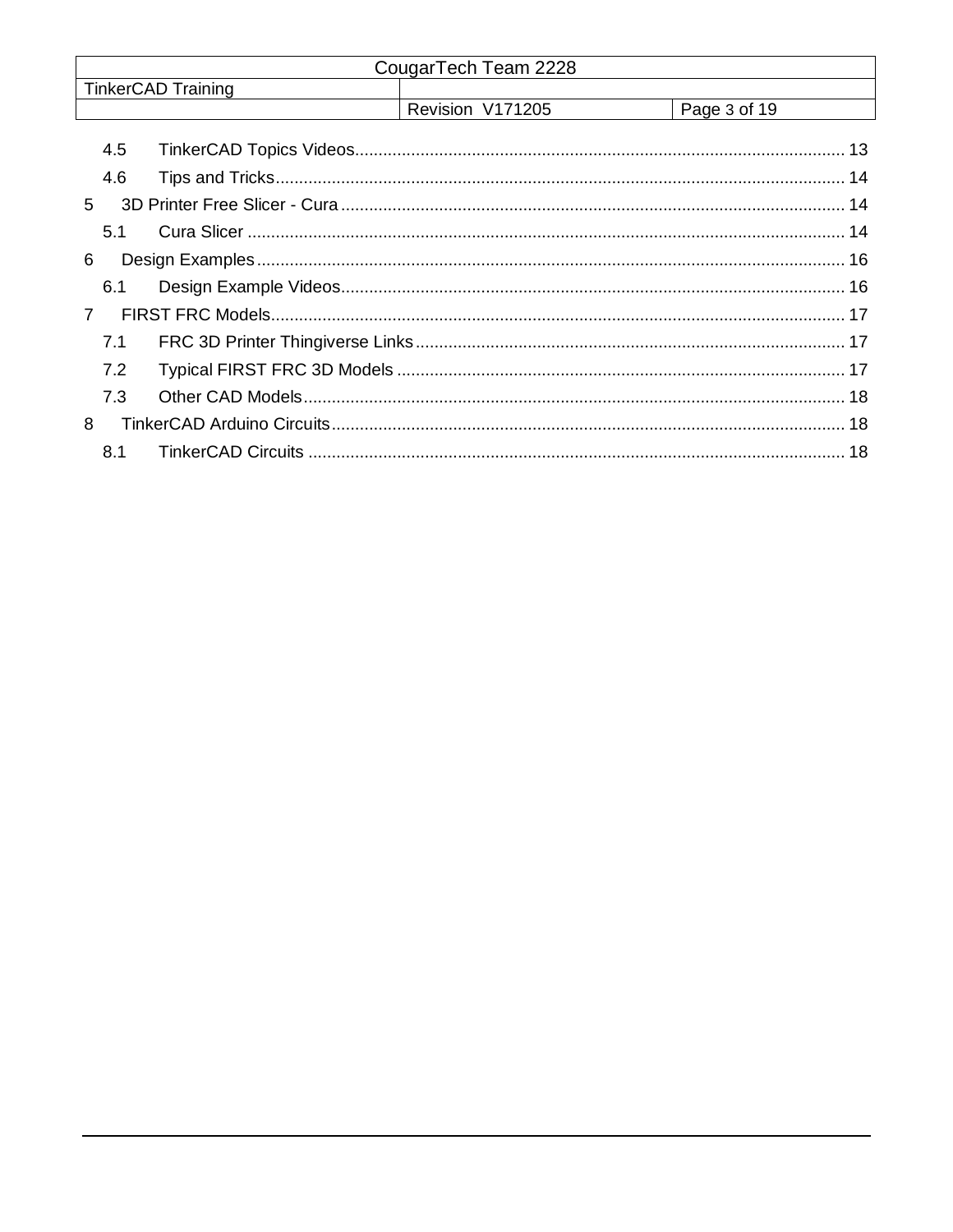4.5 TinkerCAD Topics Videos ........ 13

4.6 Tips and Tricks ........ 14

5 3D Printer Free Slicer - Cura ........ 14

5.1 Cura Slicer ........ 14

6 Design Examples ........ 16

6.1 Design Example Videos ........ 16

7 FIRST FRC Models ........ 17

7.1 FRC 3D Printer Thingiverse Links ........ 17

7.2 Typical FIRST FRC 3D Models ........ 17

7.3 Other CAD Models ........ 18

8 TinkerCAD Arduino Circuits ........ 18

8.1 TinkerCAD Circuits ........ 18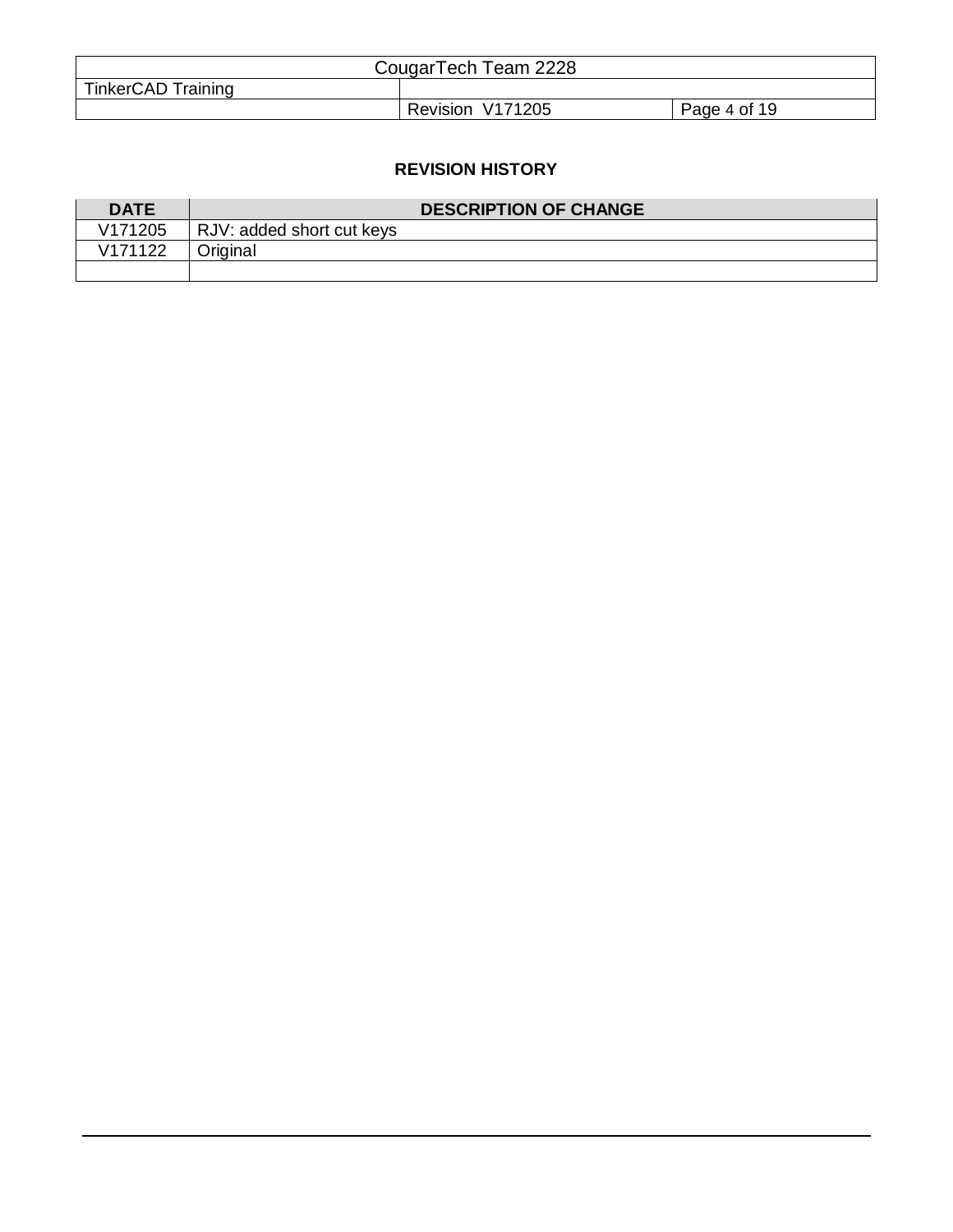**REVISION HISTORY**

| DATE | DESCRIPTION OF CHANGE |
|---|---|
| V171205 | RJV: added short cut keys |
| V171122 | Original |
| | |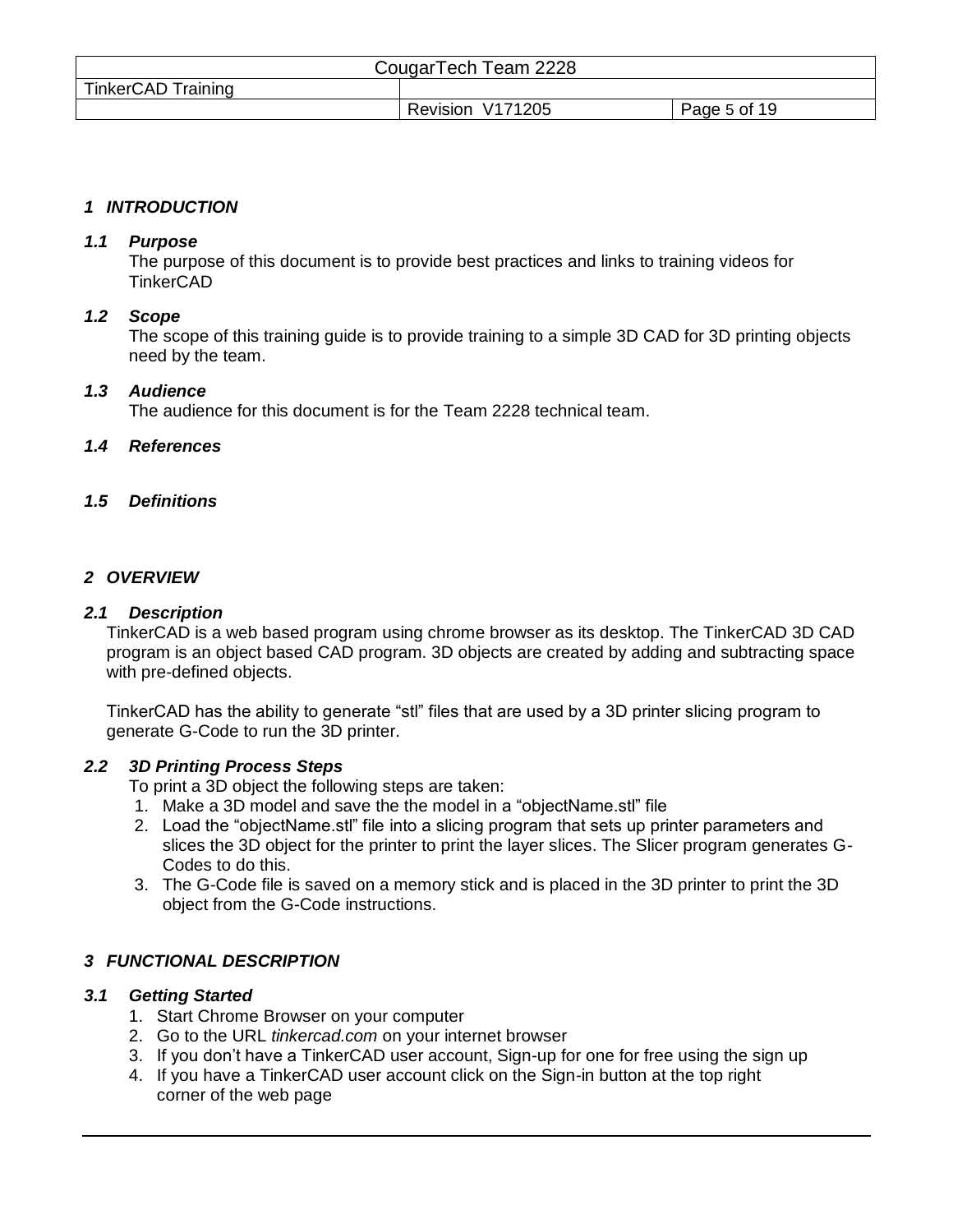# 1 INTRODUCTION

## 1.1 Purpose

The purpose of this document is to provide best practices and links to training videos for TinkerCAD

## 1.2 Scope

The scope of this training guide is to provide training to a simple 3D CAD for 3D printing objects need by the team.

## 1.3 Audience

The audience for this document is for the Team 2228 technical team.

## 1.4 References

## 1.5 Definitions

# 2 OVERVIEW

## 2.1 Description

TinkerCAD is a web based program using chrome browser as its desktop. The TinkerCAD 3D CAD program is an object based CAD program. 3D objects are created by adding and subtracting space with pre-defined objects.

TinkerCAD has the ability to generate “stl” files that are used by a 3D printer slicing program to generate G-Code to run the 3D printer.

## 2.2 3D Printing Process Steps

To print a 3D object the following steps are taken:

1. Make a 3D model and save the the model in a “objectName.stl” file
2. Load the “objectName.stl” file into a slicing program that sets up printer parameters and slices the 3D object for the printer to print the layer slices. The Slicer program generates G-Codes to do this.
3. The G-Code file is saved on a memory stick and is placed in the 3D printer to print the 3D object from the G-Code instructions.

# 3 FUNCTIONAL DESCRIPTION

## 3.1 Getting Started

1. Start Chrome Browser on your computer
2. Go to the URL *tinkercad.com* on your internet browser
3. If you don’t have a TinkerCAD user account, Sign-up for one for free using the sign up
4. If you have a TinkerCAD user account click on the Sign-in button at the top right corner of the web page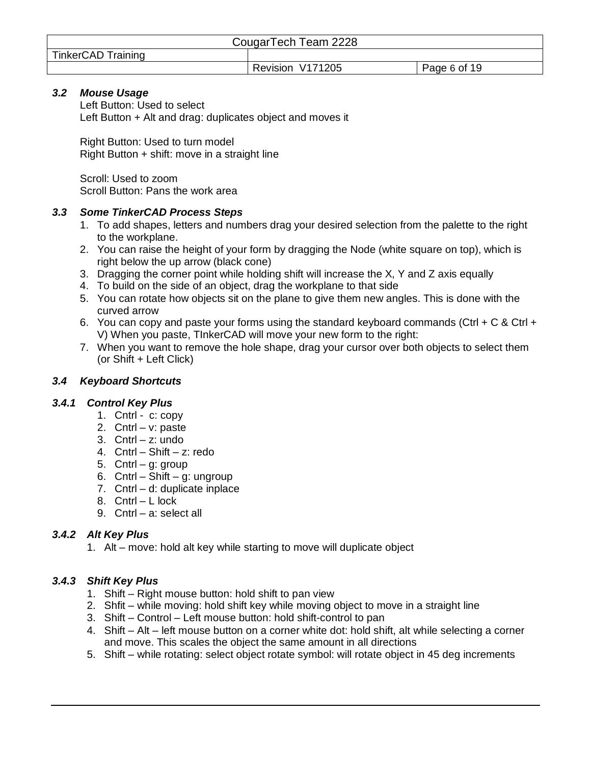### *3.2 Mouse Usage*

Left Button: Used to select
Left Button + Alt and drag: duplicates object and moves it

Right Button: Used to turn model
Right Button + shift: move in a straight line

Scroll: Used to zoom
Scroll Button: Pans the work area

### *3.3 Some TinkerCAD Process Steps*

1. To add shapes, letters and numbers drag your desired selection from the palette to the right to the workplane.
2. You can raise the height of your form by dragging the Node (white square on top), which is right below the up arrow (black cone)
3. Dragging the corner point while holding shift will increase the X, Y and Z axis equally
4. To build on the side of an object, drag the workplane to that side
5. You can rotate how objects sit on the plane to give them new angles. This is done with the curved arrow
6. You can copy and paste your forms using the standard keyboard commands (Ctrl + C & Ctrl + V) When you paste, TInkerCAD will move your new form to the right:
7. When you want to remove the hole shape, drag your cursor over both objects to select them (or Shift + Left Click)

### *3.4 Keyboard Shortcuts*

#### *3.4.1 Control Key Plus*

1. Cntrl - c: copy
2. Cntrl – v: paste
3. Cntrl – z: undo
4. Cntrl – Shift – z: redo
5. Cntrl – g: group
6. Cntrl – Shift – g: ungroup
7. Cntrl – d: duplicate inplace
8. Cntrl – L lock
9. Cntrl – a: select all

#### *3.4.2 Alt Key Plus*

1. Alt – move: hold alt key while starting to move will duplicate object

#### *3.4.3 Shift Key Plus*

1. Shift – Right mouse button: hold shift to pan view
2. Shfit – while moving: hold shift key while moving object to move in a straight line
3. Shift – Control – Left mouse button: hold shift-control to pan
4. Shift – Alt – left mouse button on a corner white dot: hold shift, alt while selecting a corner and move. This scales the object the same amount in all directions
5. Shift – while rotating: select object rotate symbol: will rotate object in 45 deg increments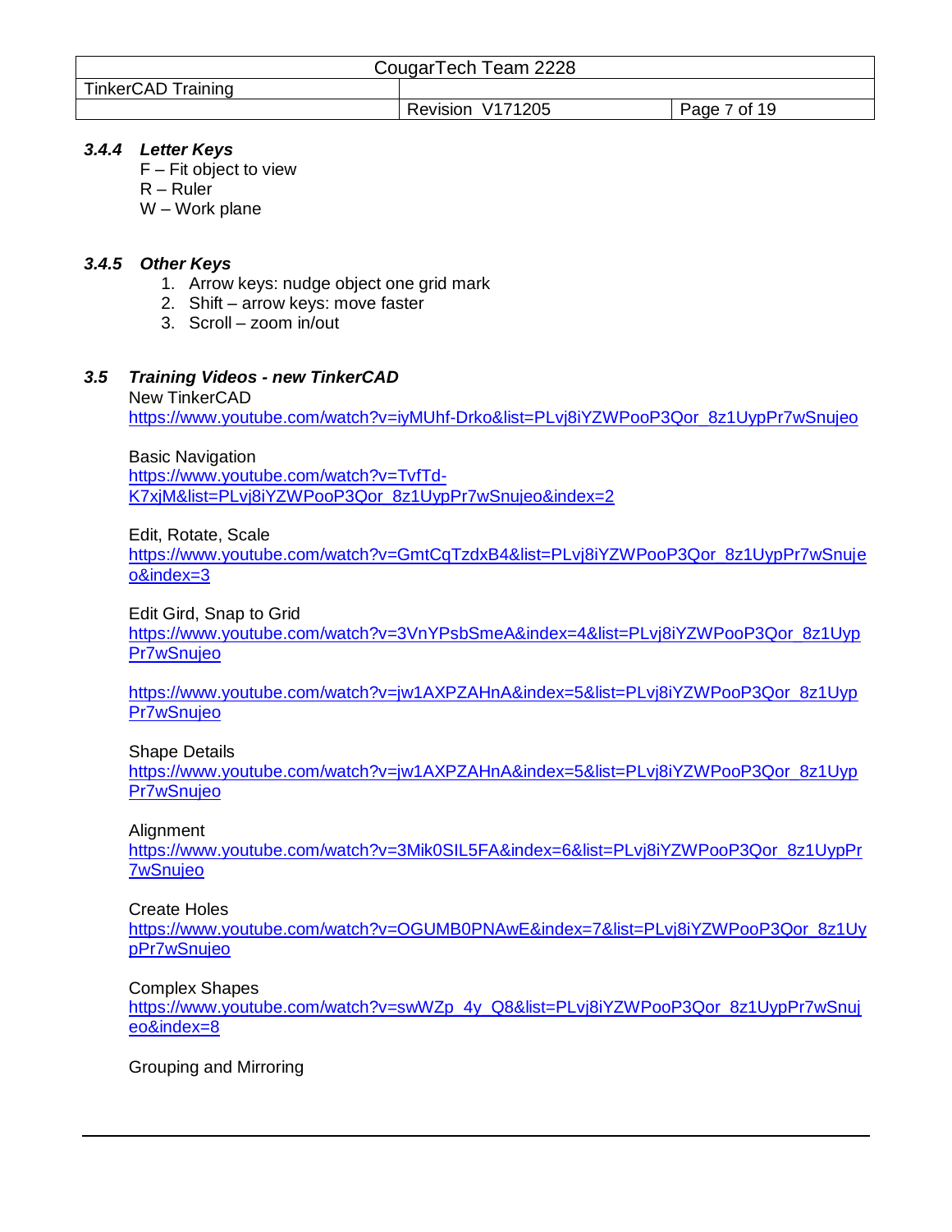### 3.4.4 Letter Keys

F – Fit object to view
R – Ruler
W – Work plane

### 3.4.5 Other Keys

1. Arrow keys: nudge object one grid mark
2. Shift – arrow keys: move faster
3. Scroll – zoom in/out

## 3.5 Training Videos - new TinkerCAD

New TinkerCAD
https://www.youtube.com/watch?v=iyMUhf-Drko&list=PLvj8iYZWPooP3Qor_8z1UypPr7wSnujeo

Basic Navigation
https://www.youtube.com/watch?v=TvfTd-K7xjM&list=PLvj8iYZWPooP3Qor_8z1UypPr7wSnujeo&index=2

Edit, Rotate, Scale
https://www.youtube.com/watch?v=GmtCqTzdxB4&list=PLvj8iYZWPooP3Qor_8z1UypPr7wSnujeo&index=3

Edit Gird, Snap to Grid
https://www.youtube.com/watch?v=3VnYPsbSmeA&index=4&list=PLvj8iYZWPooP3Qor_8z1UypPr7wSnujeo

https://www.youtube.com/watch?v=jw1AXPZAHnA&index=5&list=PLvj8iYZWPooP3Qor_8z1UypPr7wSnujeo

Shape Details
https://www.youtube.com/watch?v=jw1AXPZAHnA&index=5&list=PLvj8iYZWPooP3Qor_8z1UypPr7wSnujeo

Alignment
https://www.youtube.com/watch?v=3Mik0SIL5FA&index=6&list=PLvj8iYZWPooP3Qor_8z1UypPr7wSnujeo

Create Holes
https://www.youtube.com/watch?v=OGUMB0PNAwE&index=7&list=PLvj8iYZWPooP3Qor_8z1UypPr7wSnujeo

Complex Shapes
https://www.youtube.com/watch?v=swWZp_4y_Q8&list=PLvj8iYZWPooP3Qor_8z1UypPr7wSnujeo&index=8

Grouping and Mirroring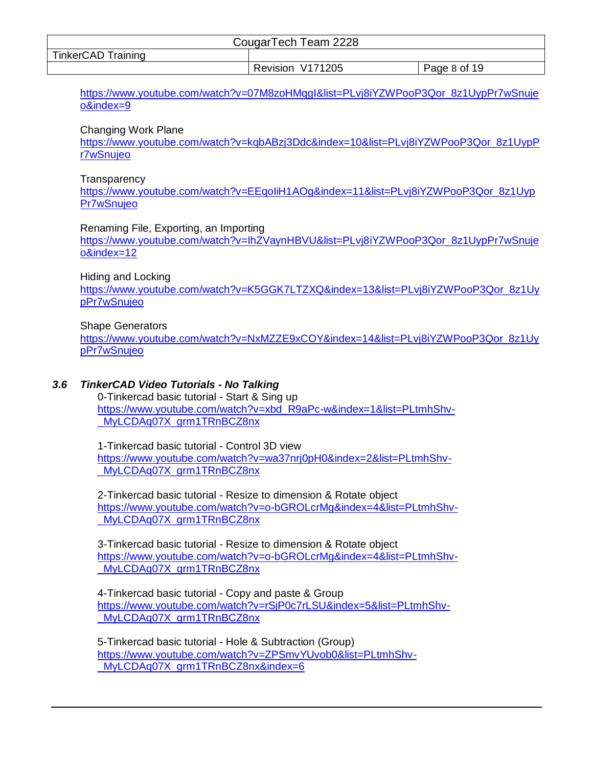https://www.youtube.com/watch?v=07M8zoHMqgI&list=PLvj8iYZWPooP3Qor_8z1UypPr7wSnujeo&index=9

Changing Work Plane
https://www.youtube.com/watch?v=kqbABzj3Ddc&index=10&list=PLvj8iYZWPooP3Qor_8z1UypPr7wSnujeo

Transparency
https://www.youtube.com/watch?v=EEqoIiH1AOg&index=11&list=PLvj8iYZWPooP3Qor_8z1UypPr7wSnujeo

Renaming File, Exporting, an Importing
https://www.youtube.com/watch?v=IhZVaynHBVU&list=PLvj8iYZWPooP3Qor_8z1UypPr7wSnujeo&index=12

Hiding and Locking
https://www.youtube.com/watch?v=K5GGK7LTZXQ&index=13&list=PLvj8iYZWPooP3Qor_8z1UypPr7wSnujeo

Shape Generators
https://www.youtube.com/watch?v=NxMZZE9xCOY&index=14&list=PLvj8iYZWPooP3Qor_8z1UypPr7wSnujeo

### *3.6 TinkerCAD Video Tutorials - No Talking*

0-Tinkercad basic tutorial - Start & Sing up
https://www.youtube.com/watch?v=xbd_R9aPc-w&index=1&list=PLtmhShv-_MyLCDAq07X_grm1TRnBCZ8nx

1-Tinkercad basic tutorial - Control 3D view
https://www.youtube.com/watch?v=wa37nrj0pH0&index=2&list=PLtmhShv-_MyLCDAq07X_grm1TRnBCZ8nx

2-Tinkercad basic tutorial - Resize to dimension & Rotate object
https://www.youtube.com/watch?v=o-bGROLcrMg&index=4&list=PLtmhShv-_MyLCDAq07X_grm1TRnBCZ8nx

3-Tinkercad basic tutorial - Resize to dimension & Rotate object
https://www.youtube.com/watch?v=o-bGROLcrMg&index=4&list=PLtmhShv-_MyLCDAq07X_grm1TRnBCZ8nx

4-Tinkercad basic tutorial - Copy and paste & Group
https://www.youtube.com/watch?v=rSjP0c7rLSU&index=5&list=PLtmhShv-_MyLCDAq07X_grm1TRnBCZ8nx

5-Tinkercad basic tutorial - Hole & Subtraction (Group)
https://www.youtube.com/watch?v=ZPSmvYUvob0&list=PLtmhShv-_MyLCDAq07X_grm1TRnBCZ8nx&index=6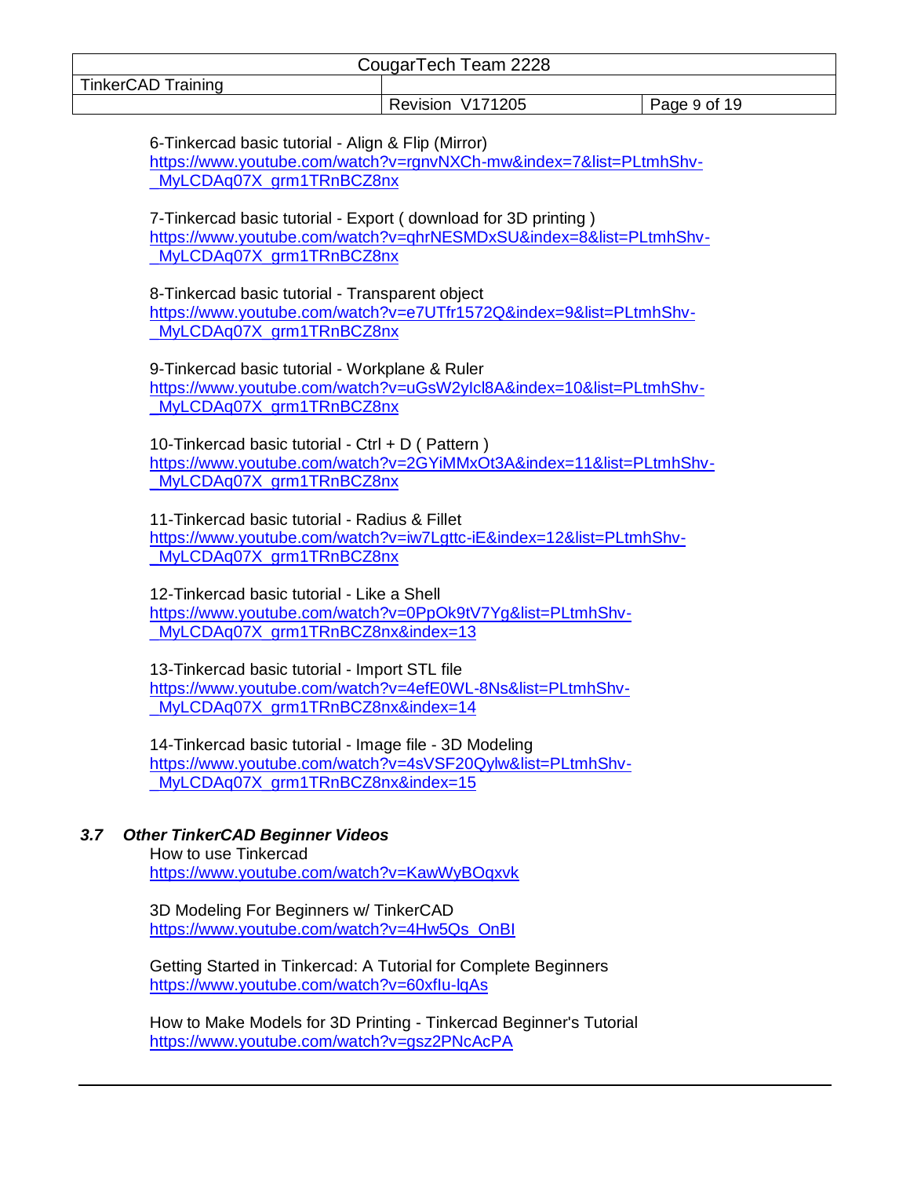6-Tinkercad basic tutorial - Align & Flip (Mirror)
https://www.youtube.com/watch?v=rgnvNXCh-mw&index=7&list=PLtmhShv-_MyLCDAq07X_grm1TRnBCZ8nx

7-Tinkercad basic tutorial - Export ( download for 3D printing )
https://www.youtube.com/watch?v=qhrNESMDxSU&index=8&list=PLtmhShv-_MyLCDAq07X_grm1TRnBCZ8nx

8-Tinkercad basic tutorial - Transparent object
https://www.youtube.com/watch?v=e7UTfr1572Q&index=9&list=PLtmhShv-_MyLCDAq07X_grm1TRnBCZ8nx

9-Tinkercad basic tutorial - Workplane & Ruler
https://www.youtube.com/watch?v=uGsW2ylcl8A&index=10&list=PLtmhShv-_MyLCDAq07X_grm1TRnBCZ8nx

10-Tinkercad basic tutorial - Ctrl + D ( Pattern )
https://www.youtube.com/watch?v=2GYiMMxOt3A&index=11&list=PLtmhShv-_MyLCDAq07X_grm1TRnBCZ8nx

11-Tinkercad basic tutorial - Radius & Fillet
https://www.youtube.com/watch?v=iw7Lgttc-iE&index=12&list=PLtmhShv-_MyLCDAq07X_grm1TRnBCZ8nx

12-Tinkercad basic tutorial - Like a Shell
https://www.youtube.com/watch?v=0PpOk9tV7Yg&list=PLtmhShv-_MyLCDAq07X_grm1TRnBCZ8nx&index=13

13-Tinkercad basic tutorial - Import STL file
https://www.youtube.com/watch?v=4efE0WL-8Ns&list=PLtmhShv-_MyLCDAq07X_grm1TRnBCZ8nx&index=14

14-Tinkercad basic tutorial - Image file - 3D Modeling
https://www.youtube.com/watch?v=4sVSF20Qylw&list=PLtmhShv-_MyLCDAq07X_grm1TRnBCZ8nx&index=15

### *3.7 Other TinkerCAD Beginner Videos*

How to use Tinkercad
https://www.youtube.com/watch?v=KawWyBOqxvk

3D Modeling For Beginners w/ TinkerCAD
https://www.youtube.com/watch?v=4Hw5Qs_OnBI

Getting Started in Tinkercad: A Tutorial for Complete Beginners
https://www.youtube.com/watch?v=60xflu-lqAs

How to Make Models for 3D Printing - Tinkercad Beginner's Tutorial
https://www.youtube.com/watch?v=gsz2PNcAcPA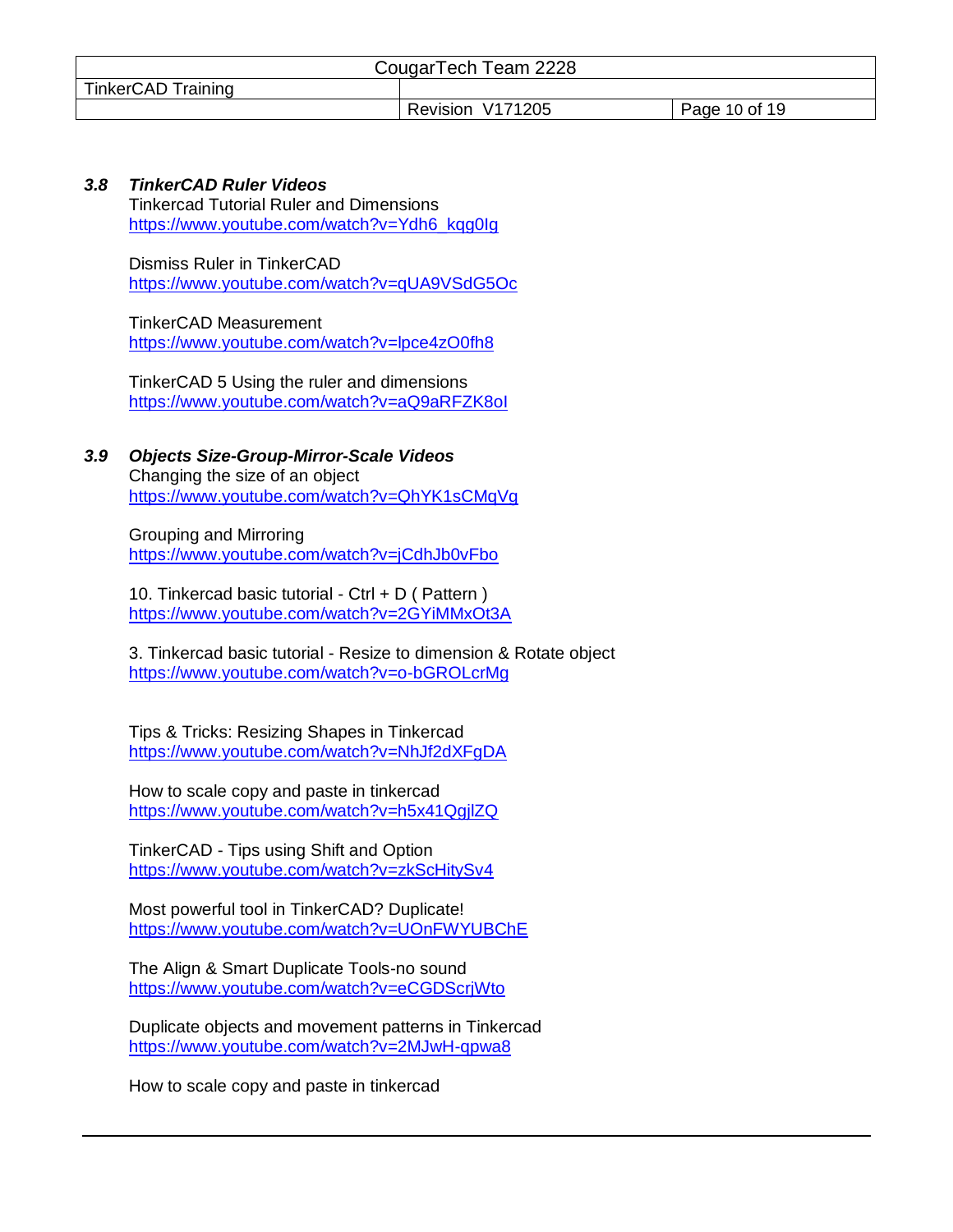### 3.8 *TinkerCAD Ruler Videos*

Tinkercad Tutorial Ruler and Dimensions
https://www.youtube.com/watch?v=Ydh6_kqg0Ig

Dismiss Ruler in TinkerCAD
https://www.youtube.com/watch?v=qUA9VSdG5Oc

TinkerCAD Measurement
https://www.youtube.com/watch?v=lpce4zO0fh8

TinkerCAD 5 Using the ruler and dimensions
https://www.youtube.com/watch?v=aQ9aRFZK8oI

### 3.9 *Objects Size-Group-Mirror-Scale Videos*

Changing the size of an object
https://www.youtube.com/watch?v=QhYK1sCMqVg

Grouping and Mirroring
https://www.youtube.com/watch?v=jCdhJb0vFbo

10. Tinkercad basic tutorial - Ctrl + D ( Pattern )
https://www.youtube.com/watch?v=2GYiMMxOt3A

3. Tinkercad basic tutorial - Resize to dimension & Rotate object
https://www.youtube.com/watch?v=o-bGROLcrMg

Tips & Tricks: Resizing Shapes in Tinkercad
https://www.youtube.com/watch?v=NhJf2dXFgDA

How to scale copy and paste in tinkercad
https://www.youtube.com/watch?v=h5x41QgjlZQ

TinkerCAD - Tips using Shift and Option
https://www.youtube.com/watch?v=zkScHitySv4

Most powerful tool in TinkerCAD? Duplicate!
https://www.youtube.com/watch?v=UOnFWYUBChE

The Align & Smart Duplicate Tools-no sound
https://www.youtube.com/watch?v=eCGDScrjWto

Duplicate objects and movement patterns in Tinkercad
https://www.youtube.com/watch?v=2MJwH-qpwa8

How to scale copy and paste in tinkercad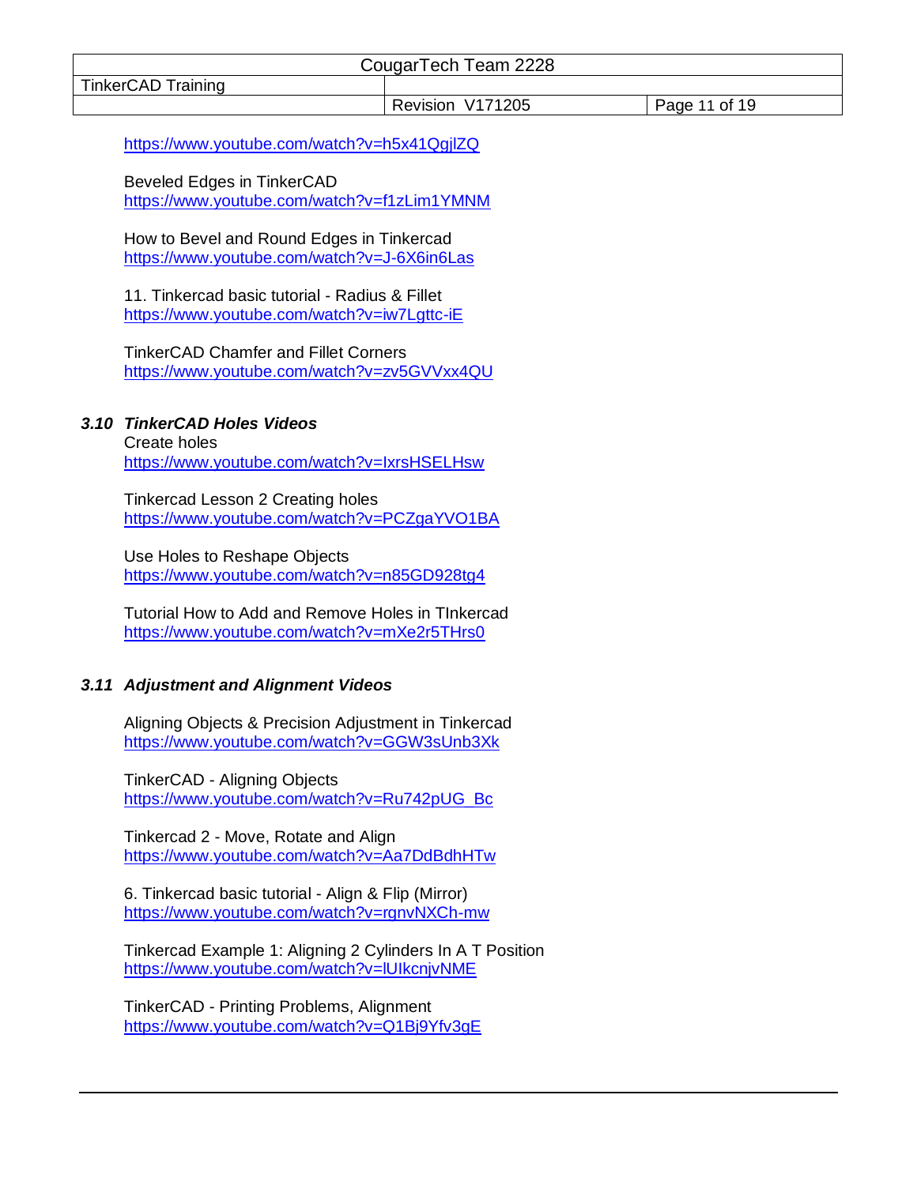https://www.youtube.com/watch?v=h5x41QgjlZQ

Beveled Edges in TinkerCAD
https://www.youtube.com/watch?v=f1zLim1YMNM

How to Bevel and Round Edges in Tinkercad
https://www.youtube.com/watch?v=J-6X6in6Las

11. Tinkercad basic tutorial - Radius & Fillet
https://www.youtube.com/watch?v=iw7Lgttc-iE

TinkerCAD Chamfer and Fillet Corners
https://www.youtube.com/watch?v=zv5GVVxx4QU

### *3.10 TinkerCAD Holes Videos*

Create holes
https://www.youtube.com/watch?v=IxrsHSELHsw

Tinkercad Lesson 2 Creating holes
https://www.youtube.com/watch?v=PCZgaYVO1BA

Use Holes to Reshape Objects
https://www.youtube.com/watch?v=n85GD928tg4

Tutorial How to Add and Remove Holes in TInkercad
https://www.youtube.com/watch?v=mXe2r5THrs0

### *3.11 Adjustment and Alignment Videos*

Aligning Objects & Precision Adjustment in Tinkercad
https://www.youtube.com/watch?v=GGW3sUnb3Xk

TinkerCAD - Aligning Objects
https://www.youtube.com/watch?v=Ru742pUG_Bc

Tinkercad 2 - Move, Rotate and Align
https://www.youtube.com/watch?v=Aa7DdBdhHTw

6. Tinkercad basic tutorial - Align & Flip (Mirror)
https://www.youtube.com/watch?v=rgnvNXCh-mw

Tinkercad Example 1: Aligning 2 Cylinders In A T Position
https://www.youtube.com/watch?v=lUIkcnjvNME

TinkerCAD - Printing Problems, Alignment
https://www.youtube.com/watch?v=Q1Bj9Yfv3gE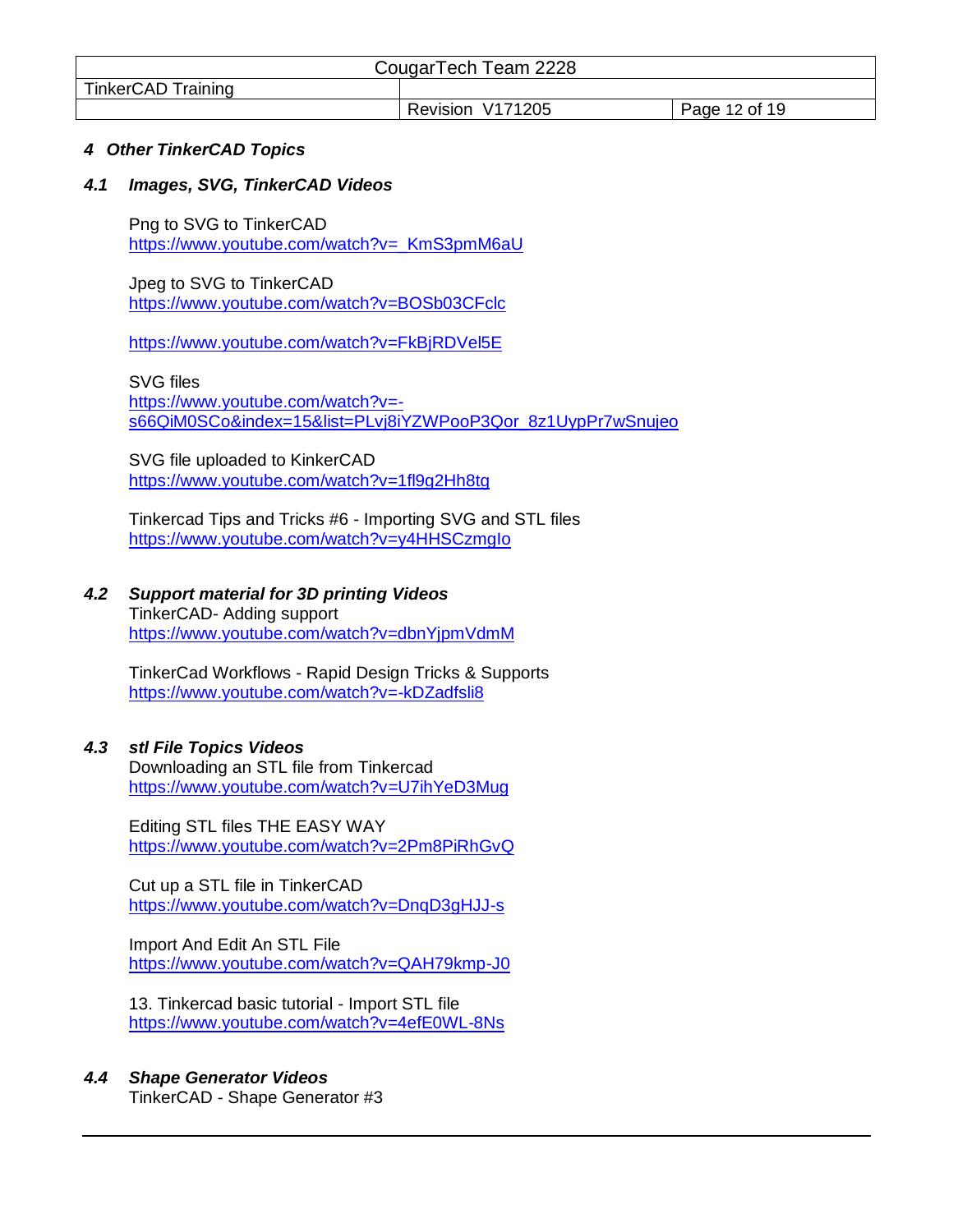## 4 Other TinkerCAD Topics

### 4.1 Images, SVG, TinkerCAD Videos

Png to SVG to TinkerCAD
https://www.youtube.com/watch?v=_KmS3pmM6aU

Jpeg to SVG to TinkerCAD
https://www.youtube.com/watch?v=BOSb03CFclc

https://www.youtube.com/watch?v=FkBjRDVel5E

SVG files
https://www.youtube.com/watch?v=-s66QiM0SCo&index=15&list=PLvj8iYZWPooP3Qor_8z1UypPr7wSnujeo

SVG file uploaded to KinkerCAD
https://www.youtube.com/watch?v=1fl9g2Hh8tg

Tinkercad Tips and Tricks #6 - Importing SVG and STL files
https://www.youtube.com/watch?v=y4HHSCzmglo

### 4.2 Support material for 3D printing Videos

TinkerCAD- Adding support
https://www.youtube.com/watch?v=dbnYjpmVdmM

TinkerCad Workflows - Rapid Design Tricks & Supports
https://www.youtube.com/watch?v=-kDZadfsli8

### 4.3 stl File Topics Videos

Downloading an STL file from Tinkercad
https://www.youtube.com/watch?v=U7ihYeD3Mug

Editing STL files THE EASY WAY
https://www.youtube.com/watch?v=2Pm8PiRhGvQ

Cut up a STL file in TinkerCAD
https://www.youtube.com/watch?v=DnqD3gHJJ-s

Import And Edit An STL File
https://www.youtube.com/watch?v=QAH79kmp-J0

13. Tinkercad basic tutorial - Import STL file
https://www.youtube.com/watch?v=4efE0WL-8Ns

### 4.4 Shape Generator Videos

TinkerCAD - Shape Generator #3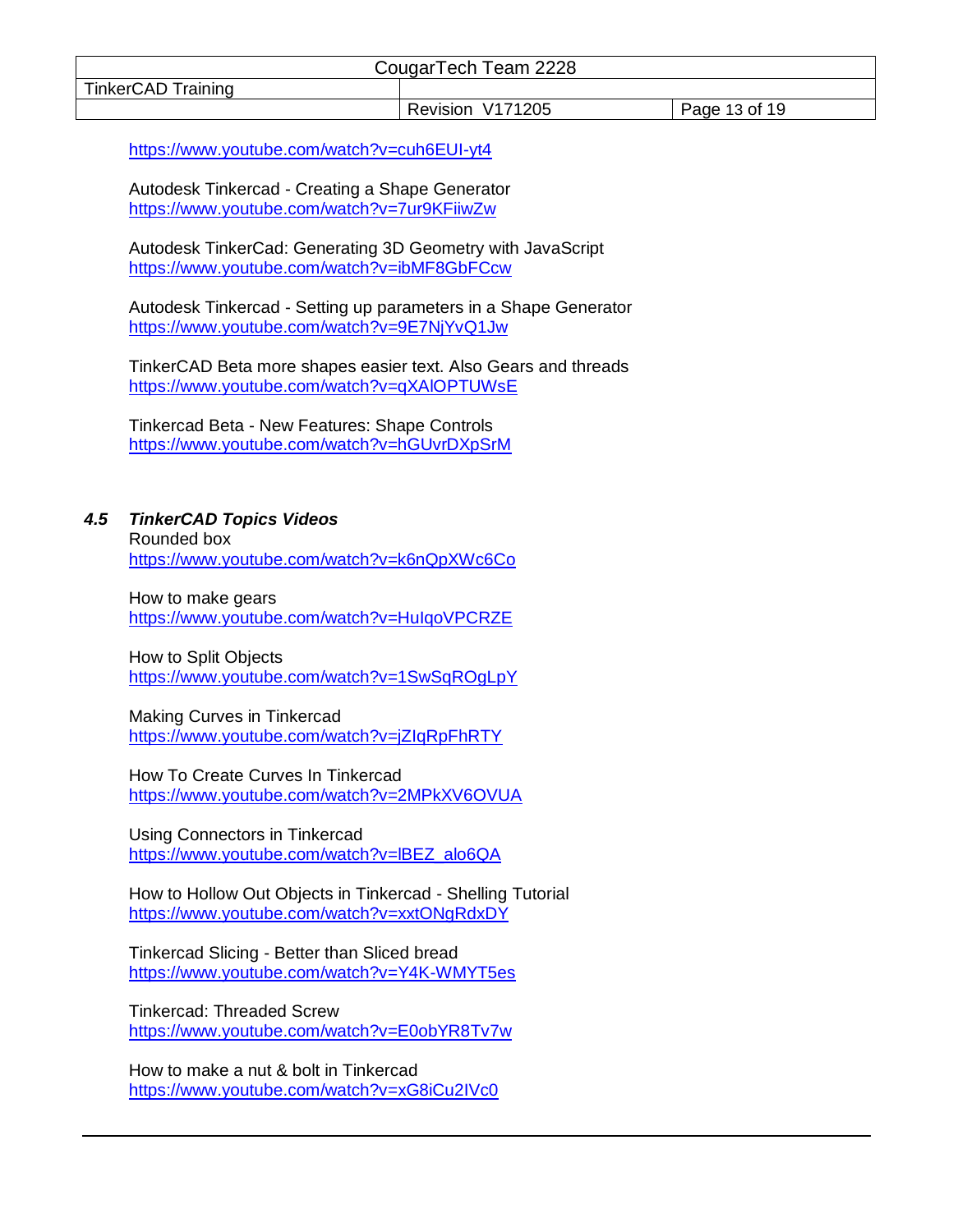https://www.youtube.com/watch?v=cuh6EUI-yt4

Autodesk Tinkercad - Creating a Shape Generator
https://www.youtube.com/watch?v=7ur9KFiiwZw

Autodesk TinkerCad: Generating 3D Geometry with JavaScript
https://www.youtube.com/watch?v=ibMF8GbFCcw

Autodesk Tinkercad - Setting up parameters in a Shape Generator
https://www.youtube.com/watch?v=9E7NjYvQ1Jw

TinkerCAD Beta more shapes easier text. Also Gears and threads
https://www.youtube.com/watch?v=qXAlOPTUWsE

Tinkercad Beta - New Features: Shape Controls
https://www.youtube.com/watch?v=hGUvrDXpSrM

### 4.5 *TinkerCAD Topics Videos*

Rounded box
https://www.youtube.com/watch?v=k6nQpXWc6Co

How to make gears
https://www.youtube.com/watch?v=HuIqoVPCRZE

How to Split Objects
https://www.youtube.com/watch?v=1SwSqROgLpY

Making Curves in Tinkercad
https://www.youtube.com/watch?v=jZIqRpFhRTY

How To Create Curves In Tinkercad
https://www.youtube.com/watch?v=2MPkXV6OVUA

Using Connectors in Tinkercad
https://www.youtube.com/watch?v=lBEZ_alo6QA

How to Hollow Out Objects in Tinkercad - Shelling Tutorial
https://www.youtube.com/watch?v=xxtONgRdxDY

Tinkercad Slicing - Better than Sliced bread
https://www.youtube.com/watch?v=Y4K-WMYT5es

Tinkercad: Threaded Screw
https://www.youtube.com/watch?v=E0obYR8Tv7w

How to make a nut & bolt in Tinkercad
https://www.youtube.com/watch?v=xG8iCu2IVc0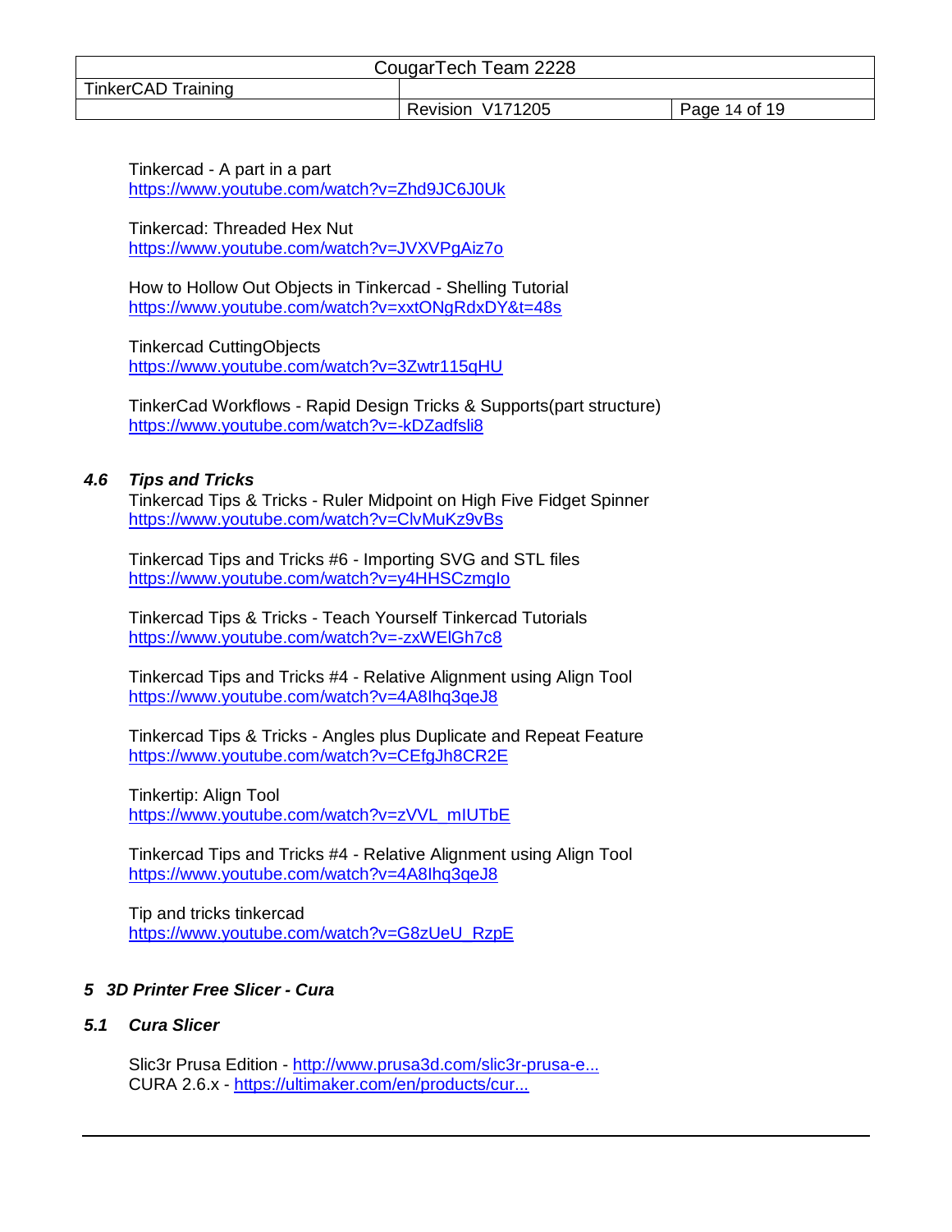Tinkercad - A part in a part
https://www.youtube.com/watch?v=Zhd9JC6J0Uk

Tinkercad: Threaded Hex Nut
https://www.youtube.com/watch?v=JVXVPgAiz7o

How to Hollow Out Objects in Tinkercad - Shelling Tutorial
https://www.youtube.com/watch?v=xxtONgRdxDY&t=48s

Tinkercad CuttingObjects
https://www.youtube.com/watch?v=3Zwtr115qHU

TinkerCad Workflows - Rapid Design Tricks & Supports(part structure)
https://www.youtube.com/watch?v=-kDZadfsli8

### *4.6 Tips and Tricks*

Tinkercad Tips & Tricks - Ruler Midpoint on High Five Fidget Spinner
https://www.youtube.com/watch?v=ClvMuKz9vBs

Tinkercad Tips and Tricks #6 - Importing SVG and STL files
https://www.youtube.com/watch?v=y4HHSCzmgIo

Tinkercad Tips & Tricks - Teach Yourself Tinkercad Tutorials
https://www.youtube.com/watch?v=-zxWElGh7c8

Tinkercad Tips and Tricks #4 - Relative Alignment using Align Tool
https://www.youtube.com/watch?v=4A8Ihq3qeJ8

Tinkercad Tips & Tricks - Angles plus Duplicate and Repeat Feature
https://www.youtube.com/watch?v=CEfgJh8CR2E

Tinkertip: Align Tool
https://www.youtube.com/watch?v=zVVL_mIUTbE

Tinkercad Tips and Tricks #4 - Relative Alignment using Align Tool
https://www.youtube.com/watch?v=4A8Ihq3qeJ8

Tip and tricks tinkercad
https://www.youtube.com/watch?v=G8zUeU_RzpE

## *5 3D Printer Free Slicer - Cura*

### *5.1 Cura Slicer*

Slic3r Prusa Edition - http://www.prusa3d.com/slic3r-prusa-e...
CURA 2.6.x - https://ultimaker.com/en/products/cur...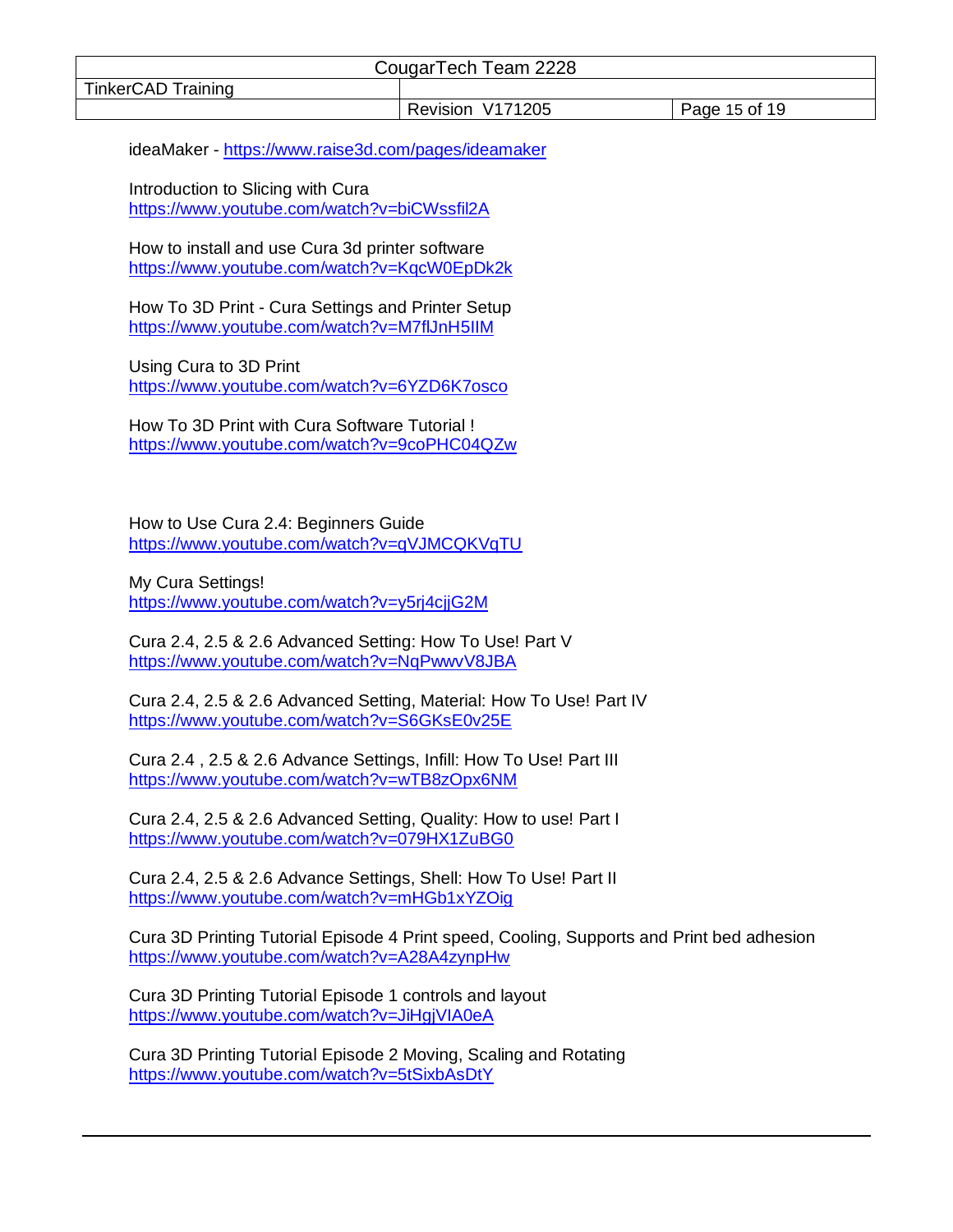ideaMaker - https://www.raise3d.com/pages/ideamaker

Introduction to Slicing with Cura
https://www.youtube.com/watch?v=biCWssfil2A

How to install and use Cura 3d printer software
https://www.youtube.com/watch?v=KqcW0EpDk2k

How To 3D Print - Cura Settings and Printer Setup
https://www.youtube.com/watch?v=M7flJnH5IIM

Using Cura to 3D Print
https://www.youtube.com/watch?v=6YZD6K7osco

How To 3D Print with Cura Software Tutorial !
https://www.youtube.com/watch?v=9coPHC04QZw

How to Use Cura 2.4: Beginners Guide
https://www.youtube.com/watch?v=qVJMCQKVqTU

My Cura Settings!
https://www.youtube.com/watch?v=y5rj4cjjG2M

Cura 2.4, 2.5 & 2.6 Advanced Setting: How To Use! Part V
https://www.youtube.com/watch?v=NqPwwvV8JBA

Cura 2.4, 2.5 & 2.6 Advanced Setting, Material: How To Use! Part IV
https://www.youtube.com/watch?v=S6GKsE0v25E

Cura 2.4 , 2.5 & 2.6 Advance Settings, Infill: How To Use! Part III
https://www.youtube.com/watch?v=wTB8zOpx6NM

Cura 2.4, 2.5 & 2.6 Advanced Setting, Quality: How to use! Part I
https://www.youtube.com/watch?v=079HX1ZuBG0

Cura 2.4, 2.5 & 2.6 Advance Settings, Shell: How To Use! Part II
https://www.youtube.com/watch?v=mHGb1xYZOig

Cura 3D Printing Tutorial Episode 4 Print speed, Cooling, Supports and Print bed adhesion
https://www.youtube.com/watch?v=A28A4zynpHw

Cura 3D Printing Tutorial Episode 1 controls and layout
https://www.youtube.com/watch?v=JiHgjVIA0eA

Cura 3D Printing Tutorial Episode 2 Moving, Scaling and Rotating
https://www.youtube.com/watch?v=5tSixbAsDtY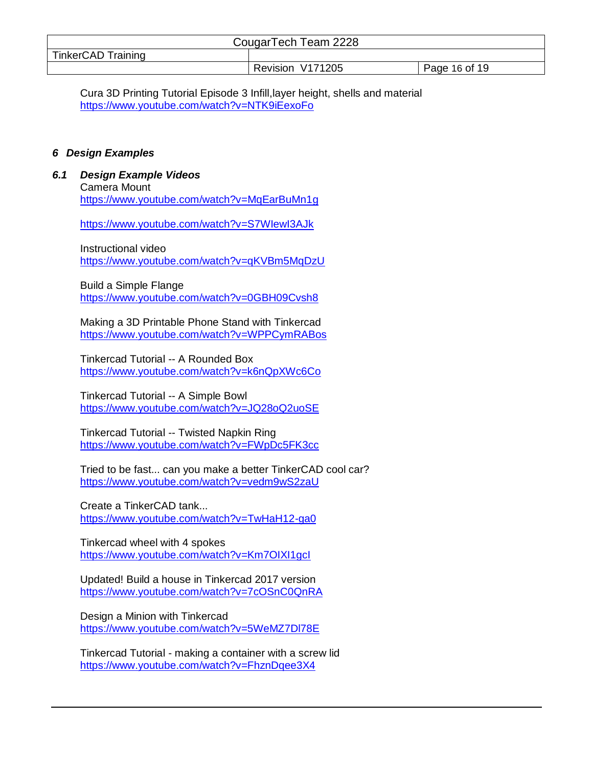Cura 3D Printing Tutorial Episode 3 Infill,layer height, shells and material
https://www.youtube.com/watch?v=NTK9iEexoFo

## 6 Design Examples

### 6.1 Design Example Videos

Camera Mount
https://www.youtube.com/watch?v=MqEarBuMn1g

https://www.youtube.com/watch?v=S7WIewI3AJk

Instructional video
https://www.youtube.com/watch?v=qKVBm5MqDzU

Build a Simple Flange
https://www.youtube.com/watch?v=0GBH09Cvsh8

Making a 3D Printable Phone Stand with Tinkercad
https://www.youtube.com/watch?v=WPPCymRABos

Tinkercad Tutorial -- A Rounded Box
https://www.youtube.com/watch?v=k6nQpXWc6Co

Tinkercad Tutorial -- A Simple Bowl
https://www.youtube.com/watch?v=JQ28oQ2uoSE

Tinkercad Tutorial -- Twisted Napkin Ring
https://www.youtube.com/watch?v=FWpDc5FK3cc

Tried to be fast... can you make a better TinkerCAD cool car?
https://www.youtube.com/watch?v=vedm9wS2zaU

Create a TinkerCAD tank...
https://www.youtube.com/watch?v=TwHaH12-ga0

Tinkercad wheel with 4 spokes
https://www.youtube.com/watch?v=Km7OIXl1gcI

Updated! Build a house in Tinkercad 2017 version
https://www.youtube.com/watch?v=7cOSnC0QnRA

Design a Minion with Tinkercad
https://www.youtube.com/watch?v=5WeMZ7Dl78E

Tinkercad Tutorial - making a container with a screw lid
https://www.youtube.com/watch?v=FhznDqee3X4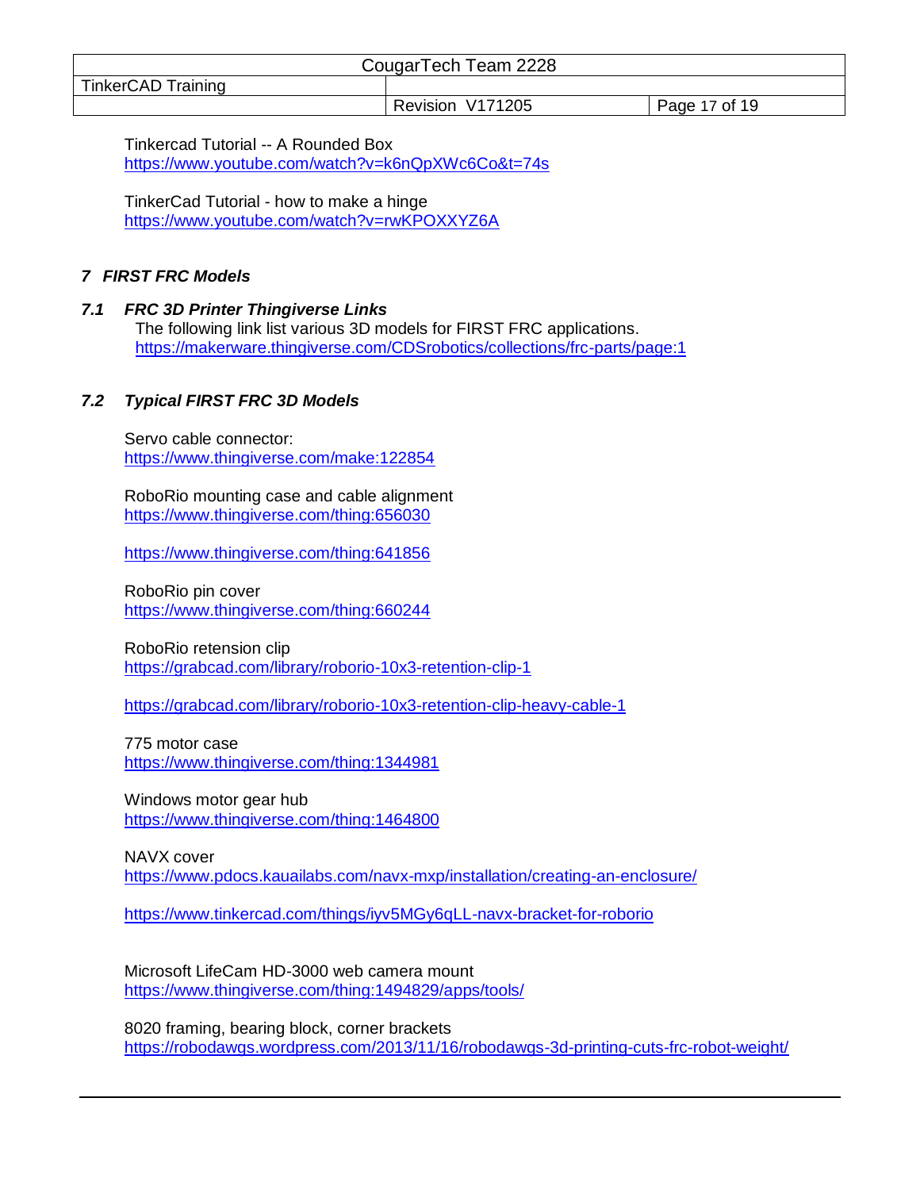Tinkercad Tutorial -- A Rounded Box
https://www.youtube.com/watch?v=k6nQpXWc6Co&t=74s

TinkerCad Tutorial - how to make a hinge
https://www.youtube.com/watch?v=rwKPOXXYZ6A

## *7 FIRST FRC Models*

### *7.1 FRC 3D Printer Thingiverse Links*

The following link list various 3D models for FIRST FRC applications.
https://makerware.thingiverse.com/CDSrobotics/collections/frc-parts/page:1

### *7.2 Typical FIRST FRC 3D Models*

Servo cable connector:
https://www.thingiverse.com/make:122854

RoboRio mounting case and cable alignment
https://www.thingiverse.com/thing:656030

https://www.thingiverse.com/thing:641856

RoboRio pin cover
https://www.thingiverse.com/thing:660244

RoboRio retension clip
https://grabcad.com/library/roborio-10x3-retention-clip-1

https://grabcad.com/library/roborio-10x3-retention-clip-heavy-cable-1

775 motor case
https://www.thingiverse.com/thing:1344981

Windows motor gear hub
https://www.thingiverse.com/thing:1464800

NAVX cover
https://www.pdocs.kauailabs.com/navx-mxp/installation/creating-an-enclosure/

https://www.tinkercad.com/things/iyv5MGy6qLL-navx-bracket-for-roborio

Microsoft LifeCam HD-3000 web camera mount
https://www.thingiverse.com/thing:1494829/apps/tools/

8020 framing, bearing block, corner brackets
https://robodawgs.wordpress.com/2013/11/16/robodawgs-3d-printing-cuts-frc-robot-weight/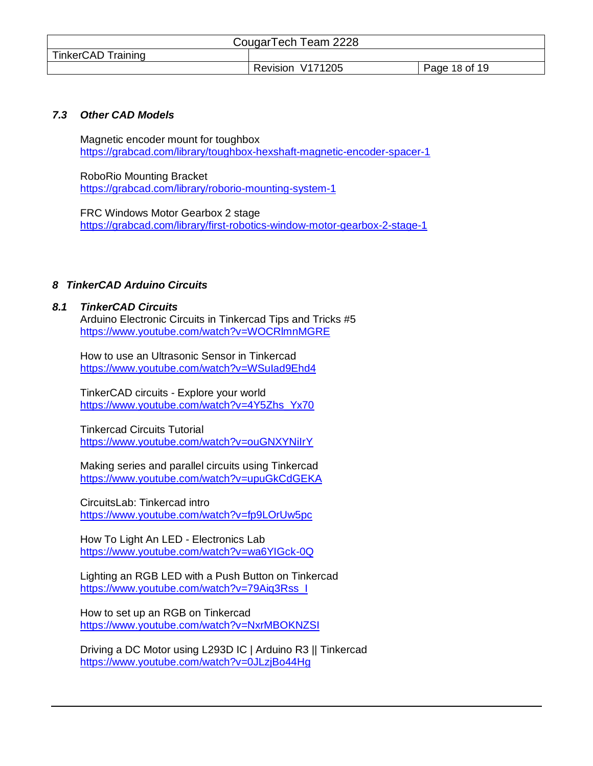### 7.3 Other CAD Models

Magnetic encoder mount for toughbox
https://grabcad.com/library/toughbox-hexshaft-magnetic-encoder-spacer-1

RoboRio Mounting Bracket
https://grabcad.com/library/roborio-mounting-system-1

FRC Windows Motor Gearbox 2 stage
https://grabcad.com/library/first-robotics-window-motor-gearbox-2-stage-1

## 8 TinkerCAD Arduino Circuits

### 8.1 TinkerCAD Circuits

Arduino Electronic Circuits in Tinkercad Tips and Tricks #5
https://www.youtube.com/watch?v=WOCRlmnMGRE

How to use an Ultrasonic Sensor in Tinkercad
https://www.youtube.com/watch?v=WSuIad9Ehd4

TinkerCAD circuits - Explore your world
https://www.youtube.com/watch?v=4Y5Zhs_Yx70

Tinkercad Circuits Tutorial
https://www.youtube.com/watch?v=ouGNXYNiIrY

Making series and parallel circuits using Tinkercad
https://www.youtube.com/watch?v=upuGkCdGEKA

CircuitsLab: Tinkercad intro
https://www.youtube.com/watch?v=fp9LOrUw5pc

How To Light An LED - Electronics Lab
https://www.youtube.com/watch?v=wa6YIGck-0Q

Lighting an RGB LED with a Push Button on Tinkercad
https://www.youtube.com/watch?v=79Aiq3Rss_I

How to set up an RGB on Tinkercad
https://www.youtube.com/watch?v=NxrMBOKNZSI

Driving a DC Motor using L293D IC | Arduino R3 || Tinkercad
https://www.youtube.com/watch?v=0JLzjBo44Hg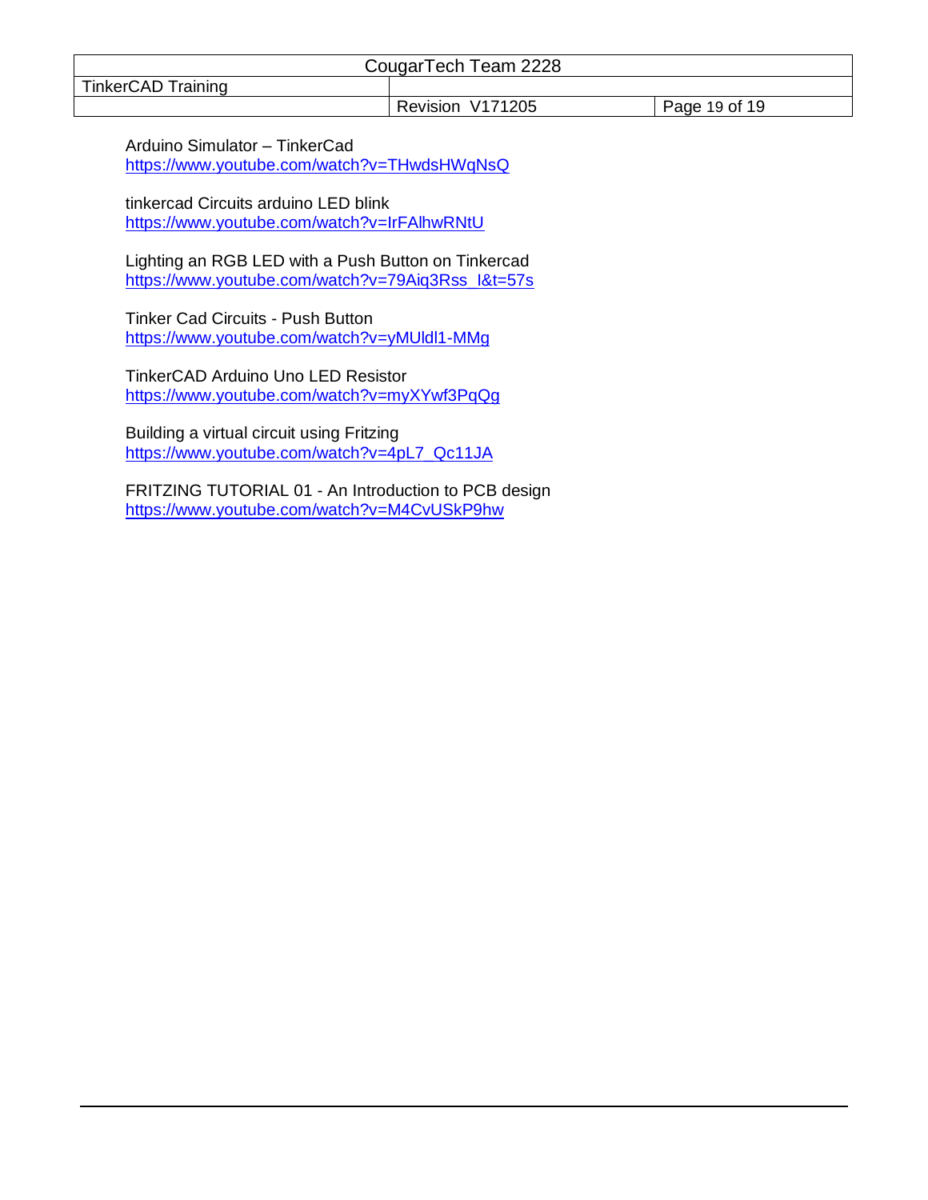Arduino Simulator – TinkerCad
https://www.youtube.com/watch?v=THwdsHWqNsQ

tinkercad Circuits arduino LED blink
https://www.youtube.com/watch?v=IrFAlhwRNtU

Lighting an RGB LED with a Push Button on Tinkercad
https://www.youtube.com/watch?v=79Aiq3Rss_I&t=57s

Tinker Cad Circuits - Push Button
https://www.youtube.com/watch?v=yMUldl1-MMg

TinkerCAD Arduino Uno LED Resistor
https://www.youtube.com/watch?v=myXYwf3PqQg

Building a virtual circuit using Fritzing
https://www.youtube.com/watch?v=4pL7_Qc11JA

FRITZING TUTORIAL 01 - An Introduction to PCB design
https://www.youtube.com/watch?v=M4CvUSkP9hw